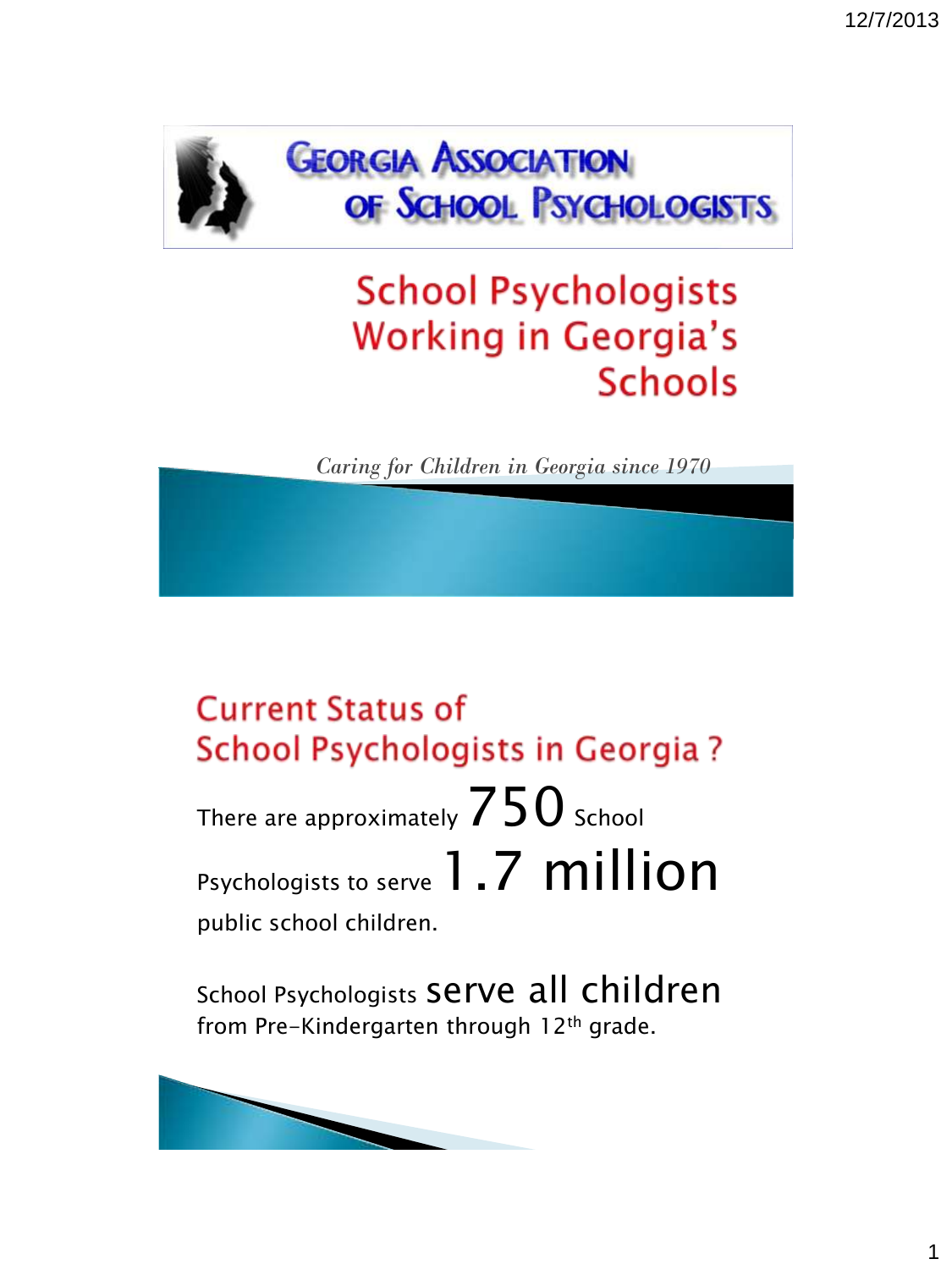# Georgia Association of School Psychologists

## School Psychologists Working in Georgia's Schools

*Caring for Children in Georgia since 1970*

## Current Status of School Psychologists in Georgia ?

There are approximately 750 School Psychologists to serve 1.7 million public school children.

School Psychologists serve all children from Pre-Kindergarten through 12th grade.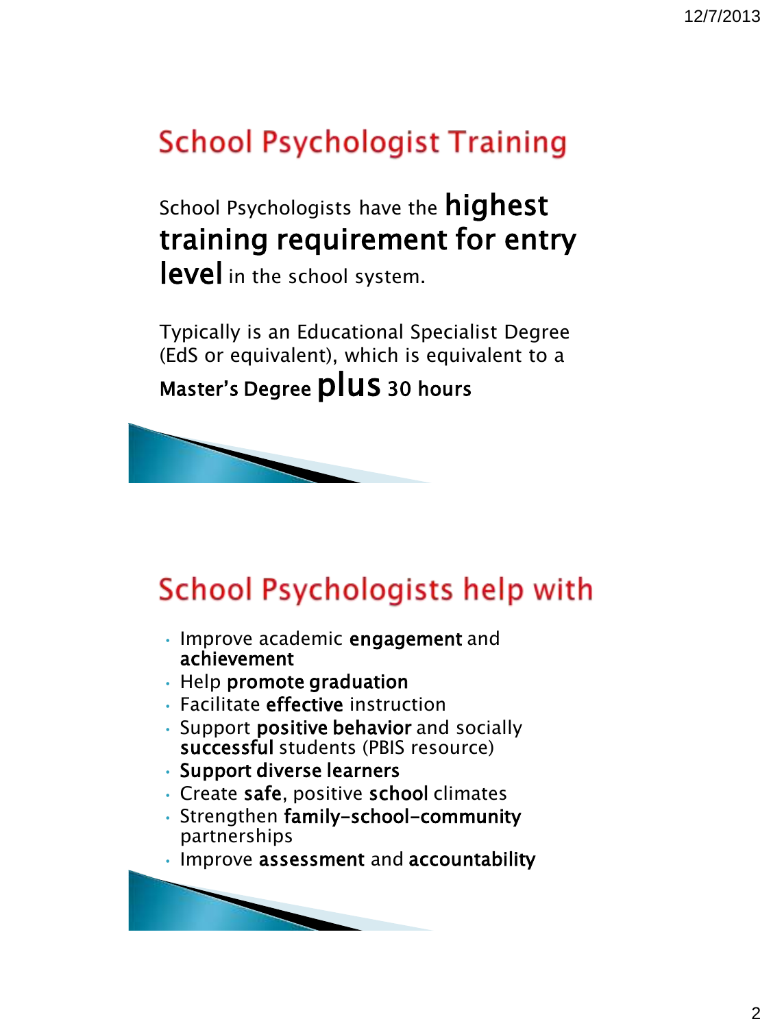## School Psychologist Training

School Psychologists have the **highest training requirement for entry level** in the school system.

Typically is an Educational Specialist Degree (EdS or equivalent), which is equivalent to a **Master's Degree plus 30 hours**

## School Psychologists help with

- Improve academic **engagement** and **achievement**
- Help **promote graduation**
- Facilitate **effective** instruction
- Support **positive behavior** and socially **successful** students (PBIS resource)
- **Support diverse learners**
- Create **safe**, positive **school** climates
- Strengthen **family-school-community** partnerships
- Improve **assessment** and **accountability**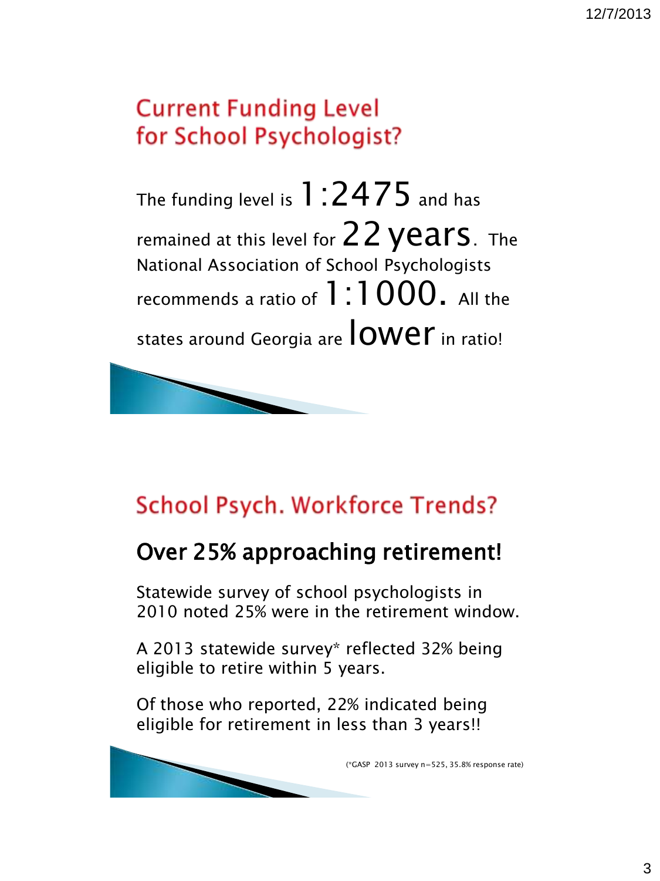## Current Funding Level for School Psychologist?

The funding level is **1:2475** and has remained at this level for **22 years**. The National Association of School Psychologists recommends a ratio of **1:1000.** All the states around Georgia are **lower** in ratio!

## School Psych. Workforce Trends?

### Over 25% approaching retirement!

Statewide survey of school psychologists in 2010 noted 25% were in the retirement window.

A 2013 statewide survey* reflected 32% being eligible to retire within 5 years.

Of those who reported, 22% indicated being eligible for retirement in less than 3 years!!

(*GASP 2013 survey n=525, 35.8% response rate)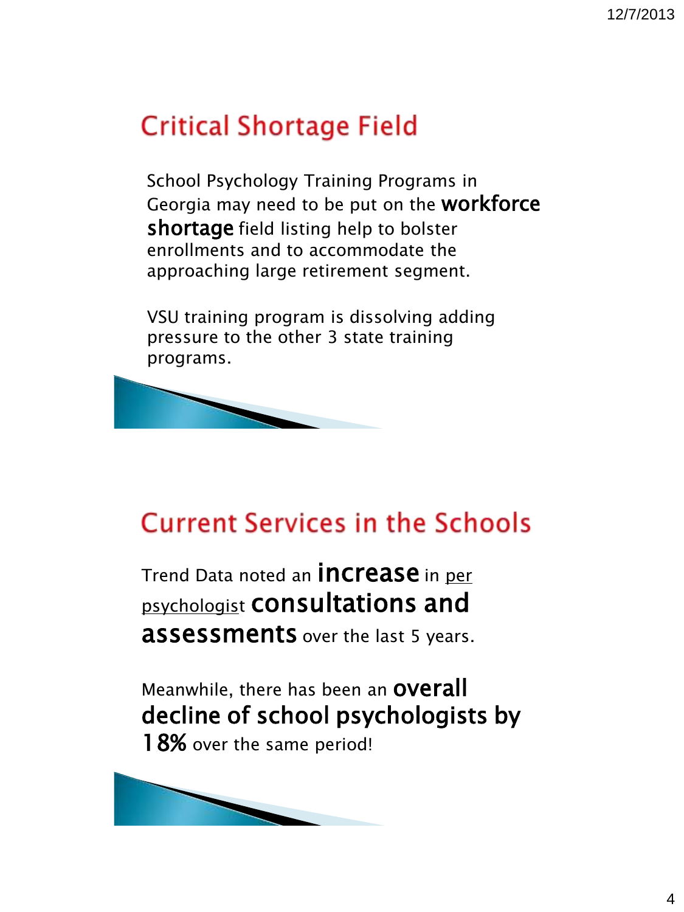## Critical Shortage Field

School Psychology Training Programs in Georgia may need to be put on the **workforce shortage** field listing help to bolster enrollments and to accommodate the approaching large retirement segment.

VSU training program is dissolving adding pressure to the other 3 state training programs.

## Current Services in the Schools

Trend Data noted an **increase** in per psychologist **consultations and assessments** over the last 5 years.

Meanwhile, there has been an **overall decline of school psychologists by 18%** over the same period!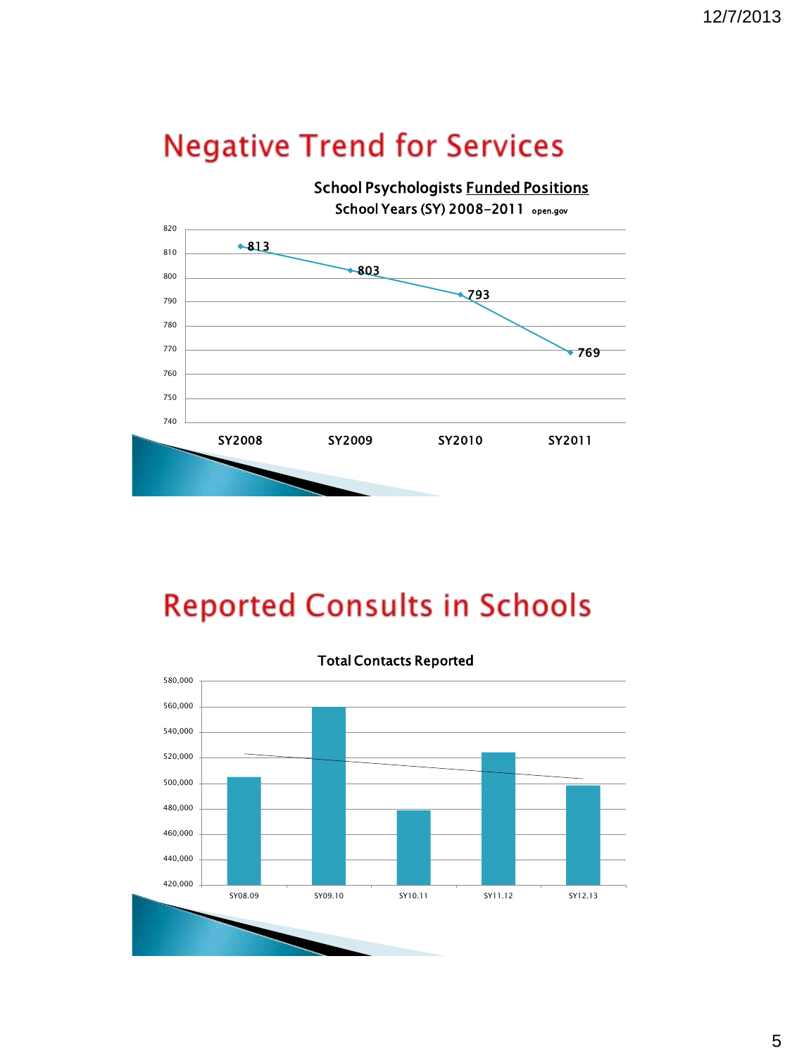# Negative Trend for Services

**School Psychologists Funded Positions**

School Years (SY) 2008-2011 open.gov

| School Year | Funded Positions |
|---|---|
| SY2008 | 813 |
| SY2009 | 803 |
| SY2010 | 793 |
| SY2011 | 769 |

# Reported Consults in Schools

**Total Contacts Reported**

| School Year | Total Contacts Reported (approx.) |
|---|---|
| SY08.09 | ~505,000 |
| SY09.10 | ~560,000 |
| SY10.11 | ~479,000 |
| SY11.12 | ~524,000 |
| SY12.13 | ~498,000 |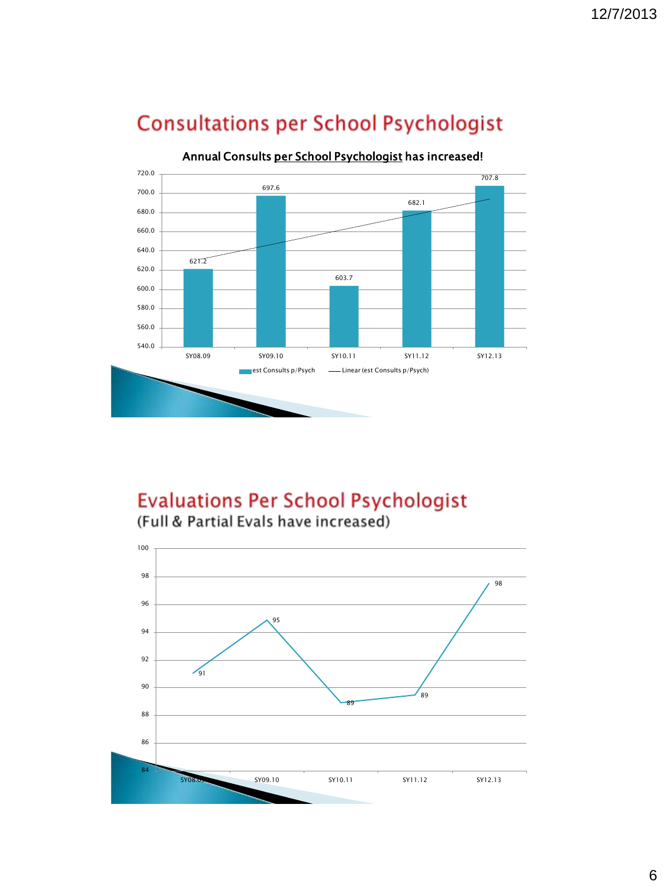## Consultations per School Psychologist

**Annual Consults per School Psychologist has increased!**

| | est Consults p/Psych |
|---|---|
| SY08.09 | 621.2 |
| SY09.10 | 697.6 |
| SY10.11 | 603.7 |
| SY11.12 | 682.1 |
| SY12.13 | 707.8 |

est Consults p/Psych — Linear (est Consults p/Psych)

## Evaluations Per School Psychologist

(Full & Partial Evals have increased)

| SY08.09 | SY09.10 | SY10.11 | SY11.12 | SY12.13 |
|---|---|---|---|---|
| 91 | 95 | 89 | 89 | 98 |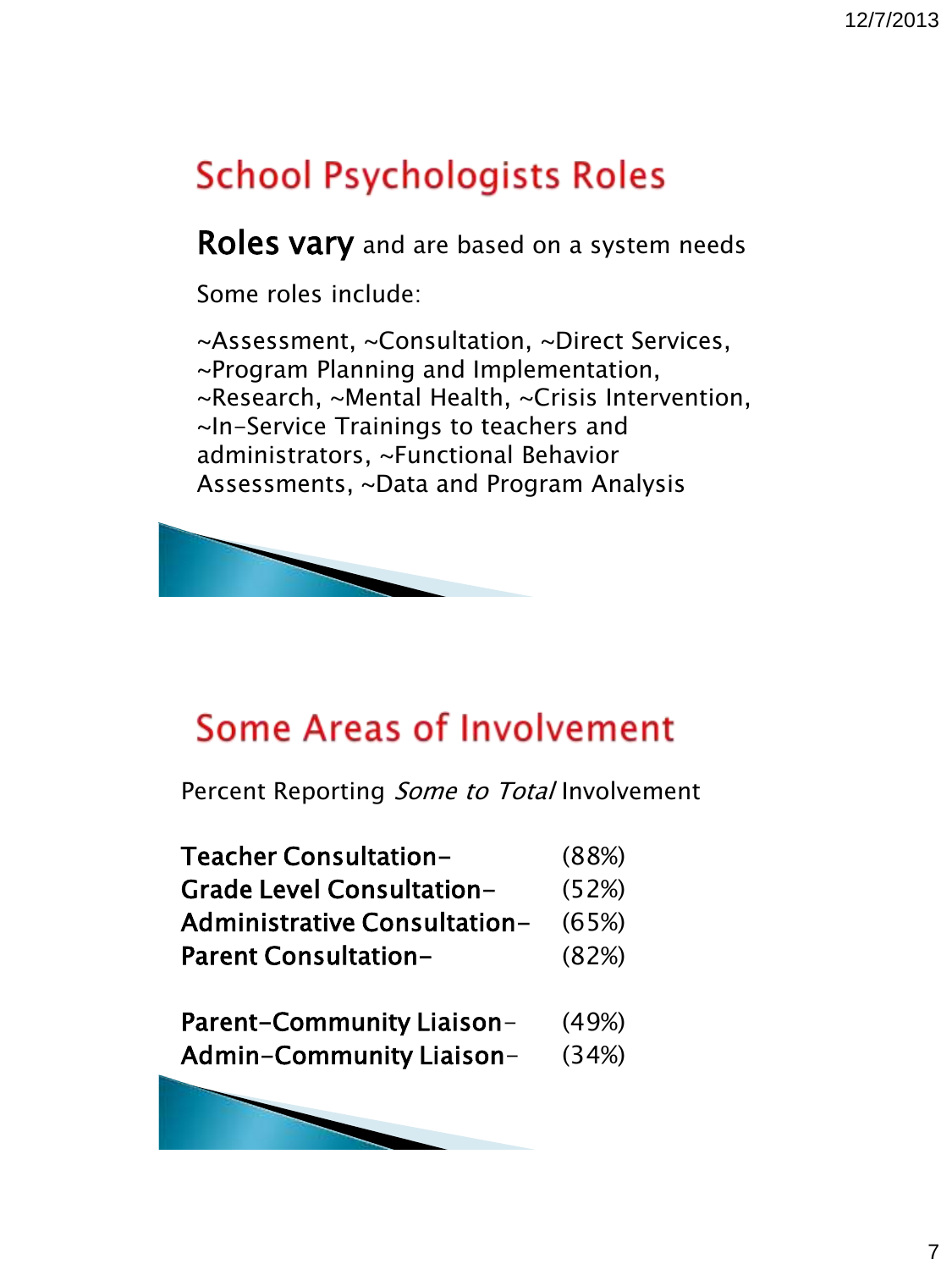## School Psychologists Roles

**Roles vary** and are based on a system needs

Some roles include:

~Assessment, ~Consultation, ~Direct Services, ~Program Planning and Implementation, ~Research, ~Mental Health, ~Crisis Intervention, ~In-Service Trainings to teachers and administrators, ~Functional Behavior Assessments, ~Data and Program Analysis

## Some Areas of Involvement

Percent Reporting *Some to Total* Involvement

**Teacher Consultation–** (88%)
**Grade Level Consultation–** (52%)
**Administrative Consultation–** (65%)
**Parent Consultation–** (82%)

**Parent-Community Liaison**– (49%)
**Admin-Community Liaison**– (34%)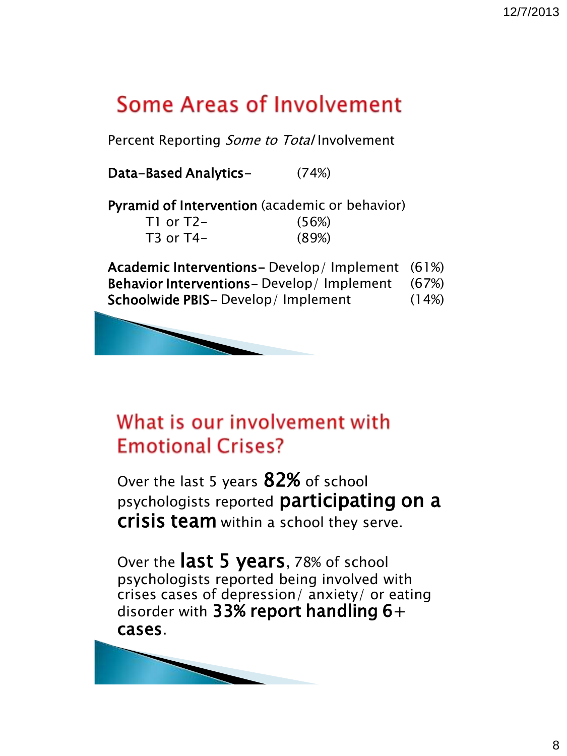## Some Areas of Involvement

Percent Reporting *Some to Total* Involvement

**Data-Based Analytics–** (74%)

**Pyramid of Intervention** (academic or behavior)

- T1 or T2– (56%)
- T3 or T4– (89%)

**Academic Interventions–** Develop/ Implement (61%)
**Behavior Interventions–** Develop/ Implement (67%)
**Schoolwide PBIS–** Develop/ Implement (14%)

## What is our involvement with Emotional Crises?

Over the last 5 years **82%** of school psychologists reported **participating on a crisis team** within a school they serve.

Over the **last 5 years**, 78% of school psychologists reported being involved with crises cases of depression/ anxiety/ or eating disorder with **33% report handling 6+ cases**.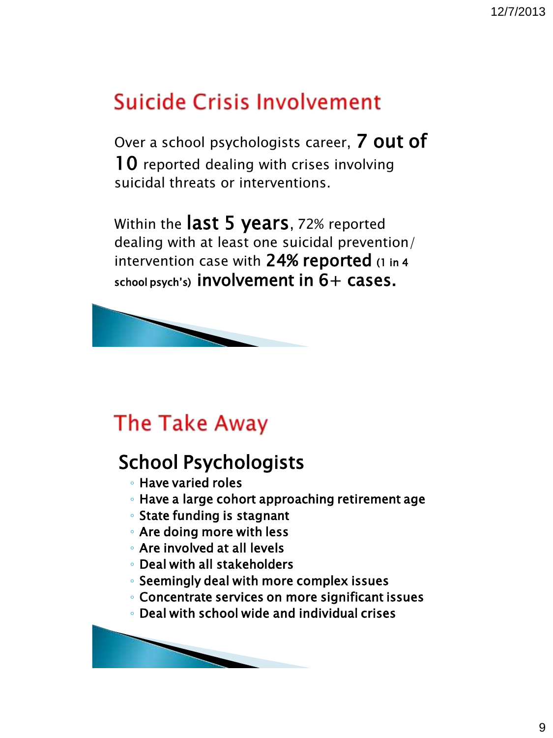## Suicide Crisis Involvement

Over a school psychologists career, **7 out of 10** reported dealing with crises involving suicidal threats or interventions.

Within the **last 5 years**, 72% reported dealing with at least one suicidal prevention/intervention case with **24% reported** (1 in 4 school psych's) **involvement in 6+ cases.**

## The Take Away

### School Psychologists

- Have varied roles
- Have a large cohort approaching retirement age
- State funding is stagnant
- Are doing more with less
- Are involved at all levels
- Deal with all stakeholders
- Seemingly deal with more complex issues
- Concentrate services on more significant issues
- Deal with school wide and individual crises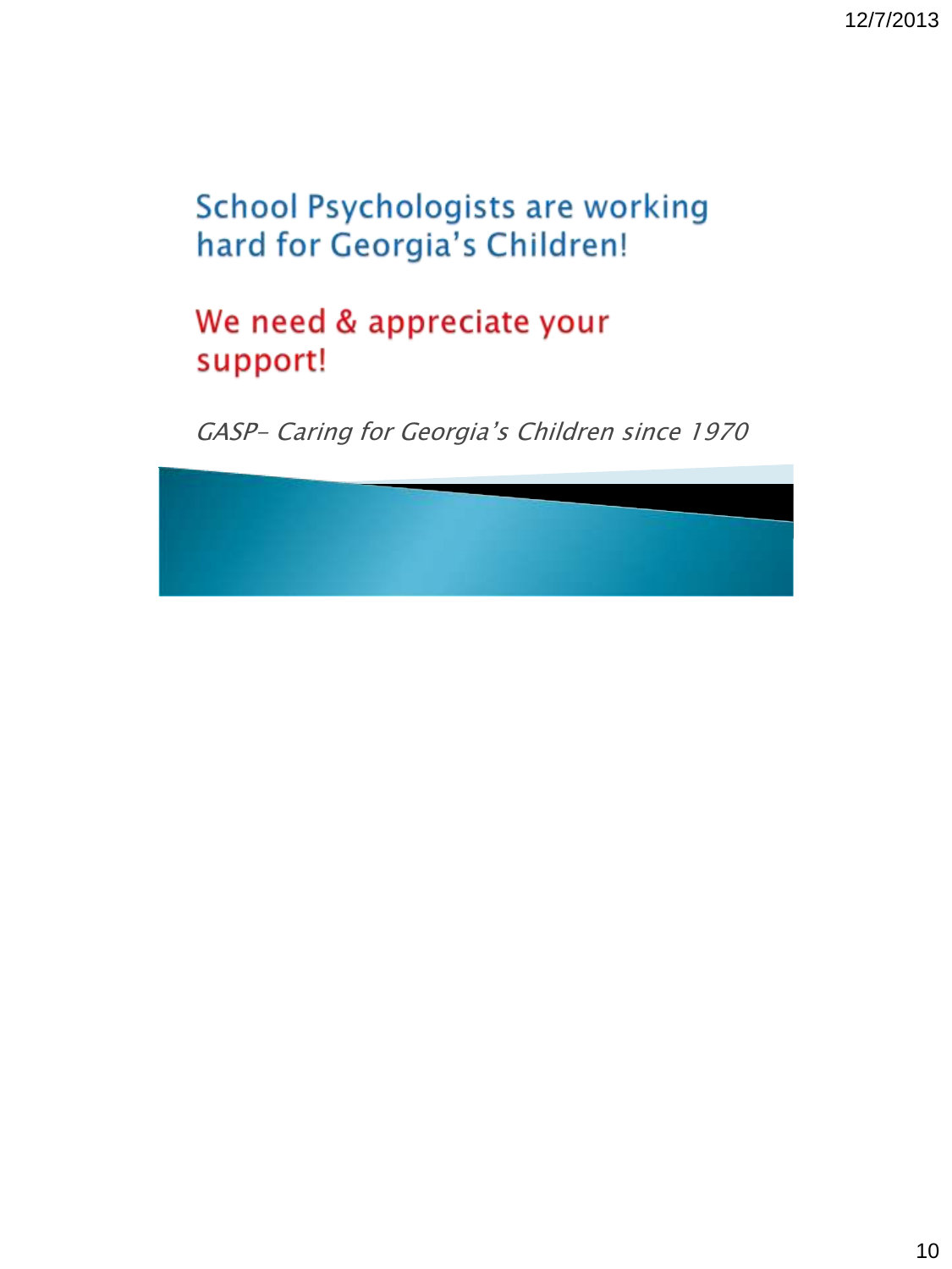## School Psychologists are working hard for Georgia's Children!

## We need & appreciate your support!

*GASP- Caring for Georgia's Children since 1970*